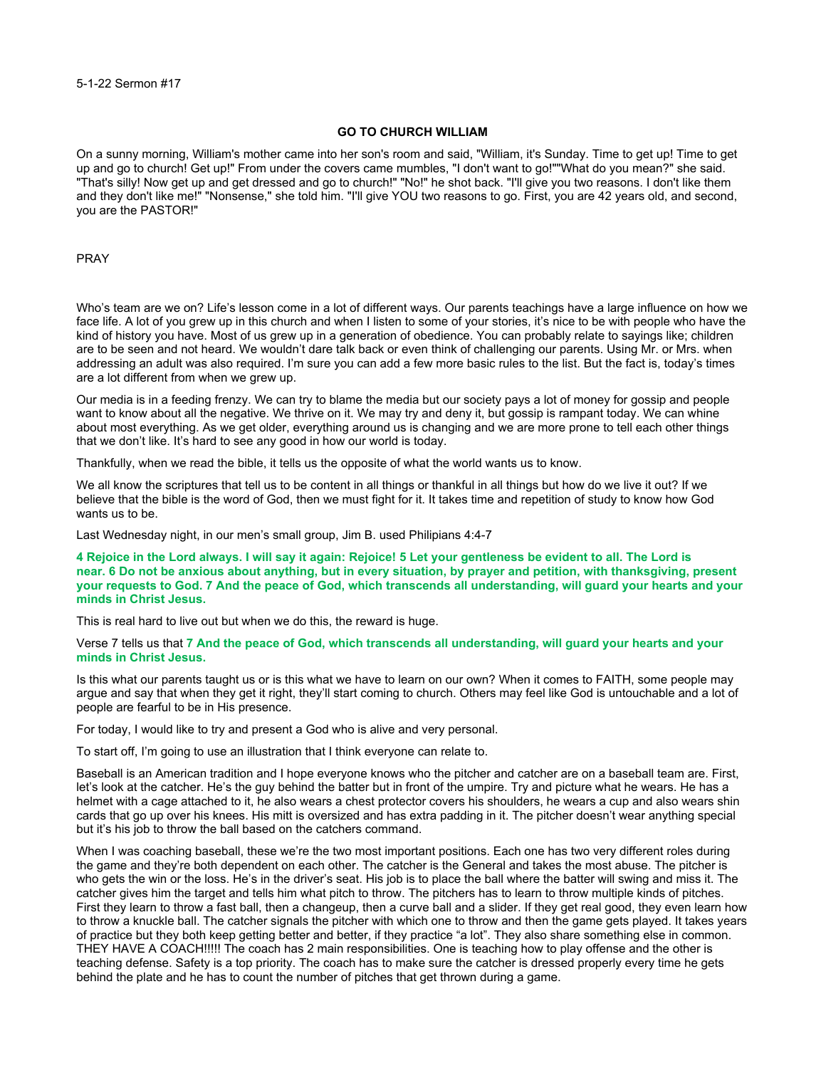5-1-22 Sermon #17

# GO TO CHURCH WILLIAM

On a sunny morning, William's mother came into her son's room and said, "William, it's Sunday. Time to get up! Time to get up and go to church! Get up!" From under the covers came mumbles, "I don't want to go!""What do you mean?" she said. "That's silly! Now get up and get dressed and go to church!" "No!" he shot back. "I'll give you two reasons. I don't like them and they don't like me!" "Nonsense," she told him. "I'll give YOU two reasons to go. First, you are 42 years old, and second, you are the PASTOR!"

PRAY

Who's team are we on? Life's lesson come in a lot of different ways. Our parents teachings have a large influence on how we face life. A lot of you grew up in this church and when I listen to some of your stories, it's nice to be with people who have the kind of history you have. Most of us grew up in a generation of obedience. You can probably relate to sayings like; children are to be seen and not heard. We wouldn't dare talk back or even think of challenging our parents. Using Mr. or Mrs. when addressing an adult was also required. I'm sure you can add a few more basic rules to the list. But the fact is, today's times are a lot different from when we grew up.

Our media is in a feeding frenzy. We can try to blame the media but our society pays a lot of money for gossip and people want to know about all the negative. We thrive on it. We may try and deny it, but gossip is rampant today. We can whine about most everything. As we get older, everything around us is changing and we are more prone to tell each other things that we don't like. It's hard to see any good in how our world is today.

Thankfully, when we read the bible, it tells us the opposite of what the world wants us to know.

We all know the scriptures that tell us to be content in all things or thankful in all things but how do we live it out? If we believe that the bible is the word of God, then we must fight for it. It takes time and repetition of study to know how God wants us to be.

Last Wednesday night, in our men's small group, Jim B. used Philipians 4:4-7

**4 Rejoice in the Lord always. I will say it again: Rejoice! 5 Let your gentleness be evident to all. The Lord is near. 6 Do not be anxious about anything, but in every situation, by prayer and petition, with thanksgiving, present your requests to God. 7 And the peace of God, which transcends all understanding, will guard your hearts and your minds in Christ Jesus.**

This is real hard to live out but when we do this, the reward is huge.

Verse 7 tells us that **7 And the peace of God, which transcends all understanding, will guard your hearts and your minds in Christ Jesus.**

Is this what our parents taught us or is this what we have to learn on our own? When it comes to FAITH, some people may argue and say that when they get it right, they'll start coming to church. Others may feel like God is untouchable and a lot of people are fearful to be in His presence.

For today, I would like to try and present a God who is alive and very personal.

To start off, I'm going to use an illustration that I think everyone can relate to.

Baseball is an American tradition and I hope everyone knows who the pitcher and catcher are on a baseball team are. First, let's look at the catcher. He's the guy behind the batter but in front of the umpire. Try and picture what he wears. He has a helmet with a cage attached to it, he also wears a chest protector covers his shoulders, he wears a cup and also wears shin cards that go up over his knees. His mitt is oversized and has extra padding in it. The pitcher doesn't wear anything special but it's his job to throw the ball based on the catchers command.

When I was coaching baseball, these we're the two most important positions. Each one has two very different roles during the game and they're both dependent on each other. The catcher is the General and takes the most abuse. The pitcher is who gets the win or the loss. He's in the driver's seat. His job is to place the ball where the batter will swing and miss it. The catcher gives him the target and tells him what pitch to throw. The pitchers has to learn to throw multiple kinds of pitches. First they learn to throw a fast ball, then a changeup, then a curve ball and a slider. If they get real good, they even learn how to throw a knuckle ball. The catcher signals the pitcher with which one to throw and then the game gets played. It takes years of practice but they both keep getting better and better, if they practice "a lot". They also share something else in common. THEY HAVE A COACH!!!!! The coach has 2 main responsibilities. One is teaching how to play offense and the other is teaching defense. Safety is a top priority. The coach has to make sure the catcher is dressed properly every time he gets behind the plate and he has to count the number of pitches that get thrown during a game.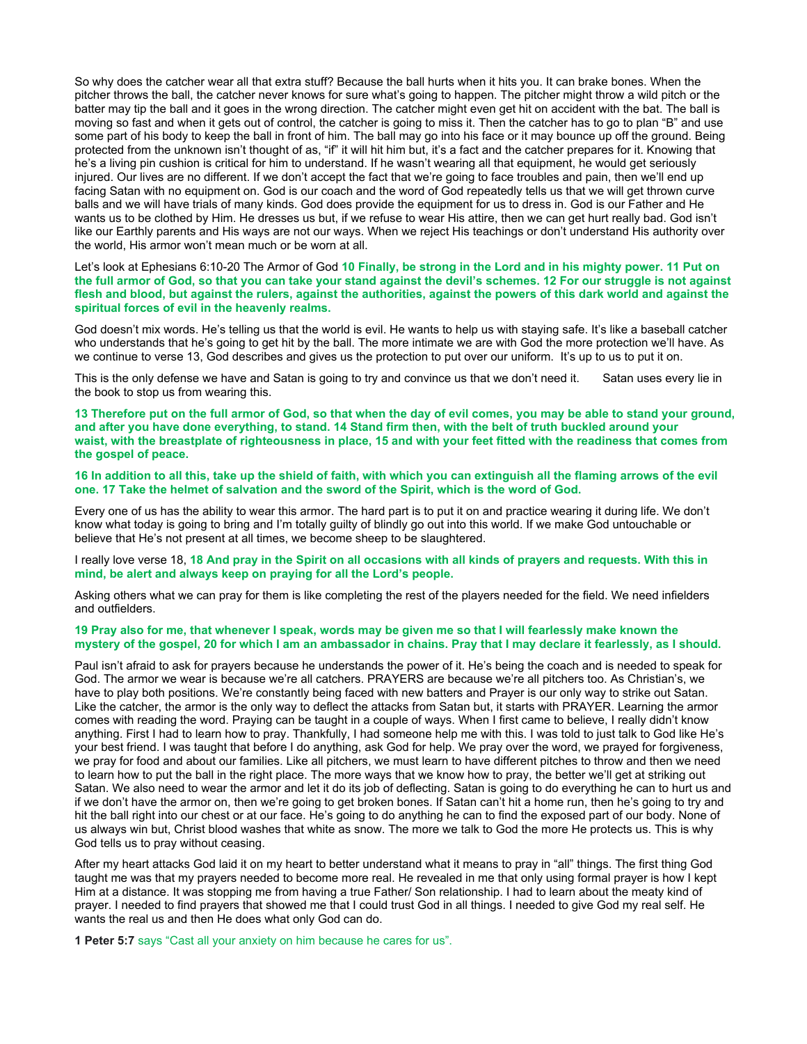So why does the catcher wear all that extra stuff? Because the ball hurts when it hits you. It can brake bones. When the pitcher throws the ball, the catcher never knows for sure what's going to happen. The pitcher might throw a wild pitch or the batter may tip the ball and it goes in the wrong direction. The catcher might even get hit on accident with the bat. The ball is moving so fast and when it gets out of control, the catcher is going to miss it. Then the catcher has to go to plan "B" and use some part of his body to keep the ball in front of him. The ball may go into his face or it may bounce up off the ground. Being protected from the unknown isn't thought of as, "if" it will hit him but, it's a fact and the catcher prepares for it. Knowing that he's a living pin cushion is critical for him to understand. If he wasn't wearing all that equipment, he would get seriously injured. Our lives are no different. If we don't accept the fact that we're going to face troubles and pain, then we'll end up facing Satan with no equipment on. God is our coach and the word of God repeatedly tells us that we will get thrown curve balls and we will have trials of many kinds. God does provide the equipment for us to dress in. God is our Father and He wants us to be clothed by Him. He dresses us but, if we refuse to wear His attire, then we can get hurt really bad. God isn't like our Earthly parents and His ways are not our ways. When we reject His teachings or don't understand His authority over the world, His armor won't mean much or be worn at all.

Let's look at Ephesians 6:10-20 The Armor of God **10 Finally, be strong in the Lord and in his mighty power. 11 Put on the full armor of God, so that you can take your stand against the devil's schemes. 12 For our struggle is not against flesh and blood, but against the rulers, against the authorities, against the powers of this dark world and against the spiritual forces of evil in the heavenly realms.**

God doesn't mix words. He's telling us that the world is evil. He wants to help us with staying safe. It's like a baseball catcher who understands that he's going to get hit by the ball. The more intimate we are with God the more protection we'll have. As we continue to verse 13, God describes and gives us the protection to put over our uniform. It's up to us to put it on.

This is the only defense we have and Satan is going to try and convince us that we don't need it. Satan uses every lie in the book to stop us from wearing this.

**13 Therefore put on the full armor of God, so that when the day of evil comes, you may be able to stand your ground, and after you have done everything, to stand. 14 Stand firm then, with the belt of truth buckled around your waist, with the breastplate of righteousness in place, 15 and with your feet fitted with the readiness that comes from the gospel of peace.**

**16 In addition to all this, take up the shield of faith, with which you can extinguish all the flaming arrows of the evil one. 17 Take the helmet of salvation and the sword of the Spirit, which is the word of God.**

Every one of us has the ability to wear this armor. The hard part is to put it on and practice wearing it during life. We don't know what today is going to bring and I'm totally guilty of blindly go out into this world. If we make God untouchable or believe that He's not present at all times, we become sheep to be slaughtered.

I really love verse 18, **18 And pray in the Spirit on all occasions with all kinds of prayers and requests. With this in mind, be alert and always keep on praying for all the Lord's people.**

Asking others what we can pray for them is like completing the rest of the players needed for the field. We need infielders and outfielders.

**19 Pray also for me, that whenever I speak, words may be given me so that I will fearlessly make known the mystery of the gospel, 20 for which I am an ambassador in chains. Pray that I may declare it fearlessly, as I should.**

Paul isn't afraid to ask for prayers because he understands the power of it. He's being the coach and is needed to speak for God. The armor we wear is because we're all catchers. PRAYERS are because we're all pitchers too. As Christian's, we have to play both positions. We're constantly being faced with new batters and Prayer is our only way to strike out Satan. Like the catcher, the armor is the only way to deflect the attacks from Satan but, it starts with PRAYER. Learning the armor comes with reading the word. Praying can be taught in a couple of ways. When I first came to believe, I really didn't know anything. First I had to learn how to pray. Thankfully, I had someone help me with this. I was told to just talk to God like He's your best friend. I was taught that before I do anything, ask God for help. We pray over the word, we prayed for forgiveness, we pray for food and about our families. Like all pitchers, we must learn to have different pitches to throw and then we need to learn how to put the ball in the right place. The more ways that we know how to pray, the better we'll get at striking out Satan. We also need to wear the armor and let it do its job of deflecting. Satan is going to do everything he can to hurt us and if we don't have the armor on, then we're going to get broken bones. If Satan can't hit a home run, then he's going to try and hit the ball right into our chest or at our face. He's going to do anything he can to find the exposed part of our body. None of us always win but, Christ blood washes that white as snow. The more we talk to God the more He protects us. This is why God tells us to pray without ceasing.

After my heart attacks God laid it on my heart to better understand what it means to pray in "all" things. The first thing God taught me was that my prayers needed to become more real. He revealed in me that only using formal prayer is how I kept Him at a distance. It was stopping me from having a true Father/ Son relationship. I had to learn about the meaty kind of prayer. I needed to find prayers that showed me that I could trust God in all things. I needed to give God my real self. He wants the real us and then He does what only God can do.

**1 Peter 5:7** says "Cast all your anxiety on him because he cares for us".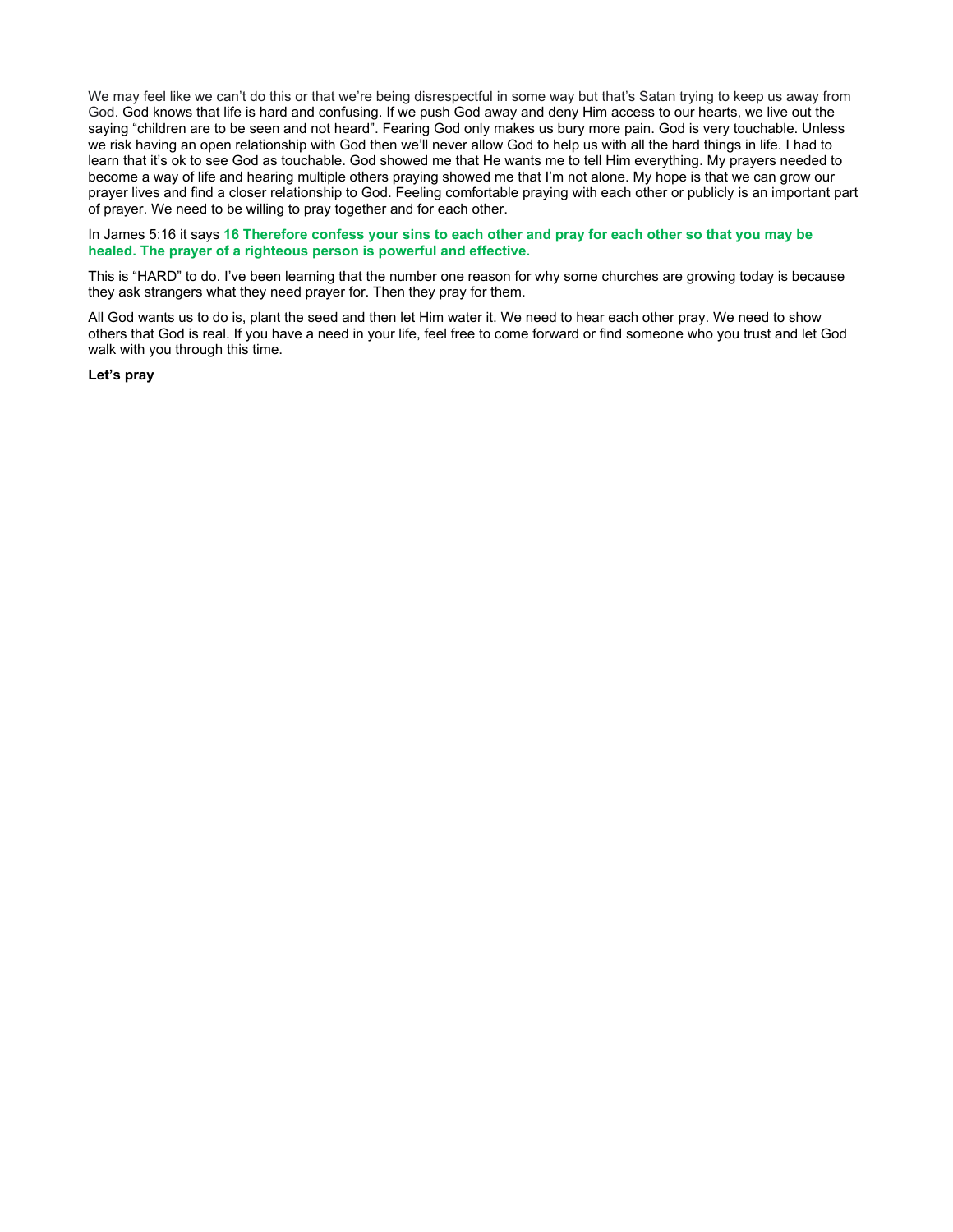We may feel like we can't do this or that we're being disrespectful in some way but that's Satan trying to keep us away from God. God knows that life is hard and confusing. If we push God away and deny Him access to our hearts, we live out the saying "children are to be seen and not heard". Fearing God only makes us bury more pain. God is very touchable. Unless we risk having an open relationship with God then we'll never allow God to help us with all the hard things in life. I had to learn that it's ok to see God as touchable. God showed me that He wants me to tell Him everything. My prayers needed to become a way of life and hearing multiple others praying showed me that I'm not alone. My hope is that we can grow our prayer lives and find a closer relationship to God. Feeling comfortable praying with each other or publicly is an important part of prayer. We need to be willing to pray together and for each other.

In James 5:16 it says **16 Therefore confess your sins to each other and pray for each other so that you may be healed. The prayer of a righteous person is powerful and effective.**

This is "HARD" to do. I've been learning that the number one reason for why some churches are growing today is because they ask strangers what they need prayer for. Then they pray for them.

All God wants us to do is, plant the seed and then let Him water it. We need to hear each other pray. We need to show others that God is real. If you have a need in your life, feel free to come forward or find someone who you trust and let God walk with you through this time.

**Let's pray**